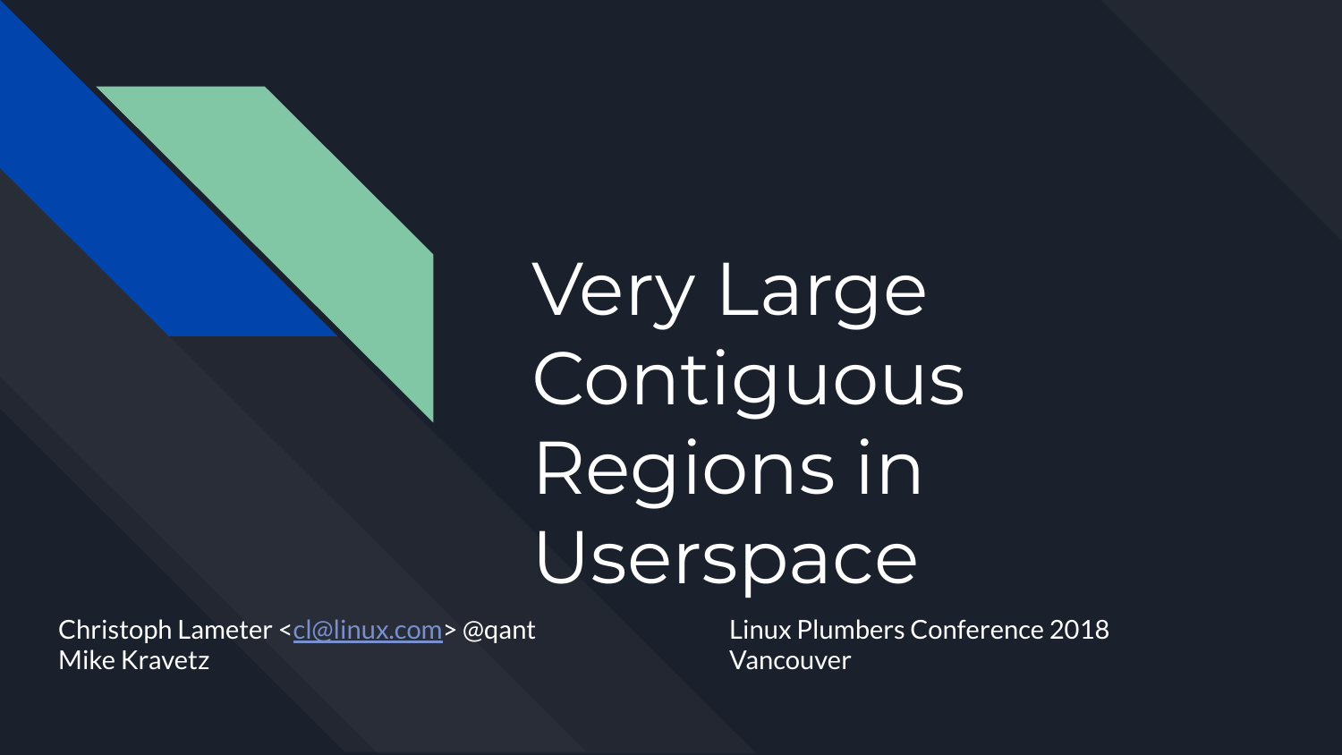# Very Large Contiguous Regions in Userspace

Christoph Lameter <cl@linux.com> @qant
Mike Kravetz

Linux Plumbers Conference 2018
Vancouver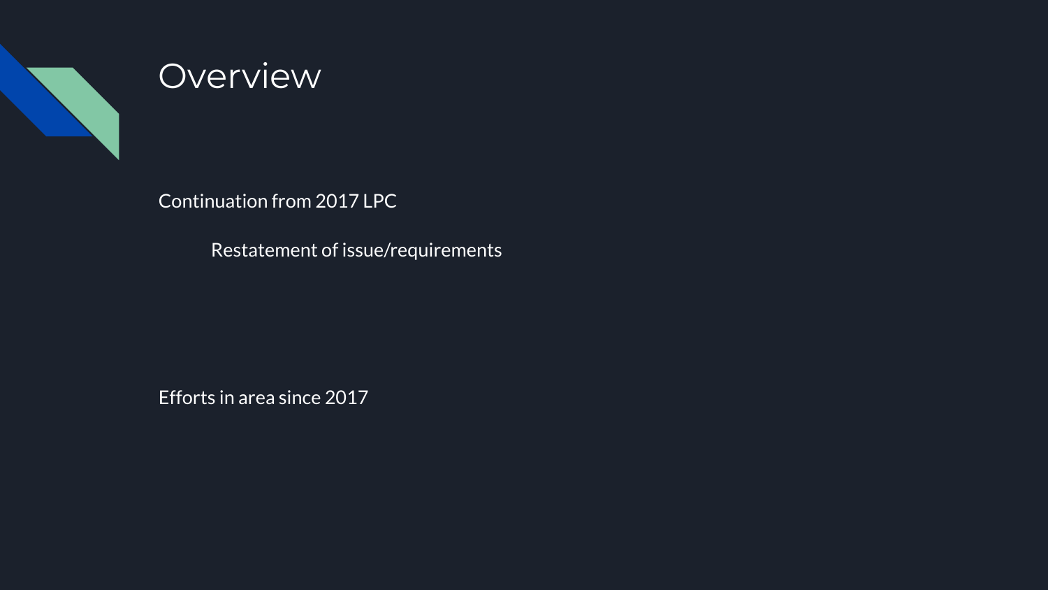# Overview

Continuation from 2017 LPC

- Restatement of issue/requirements

Efforts in area since 2017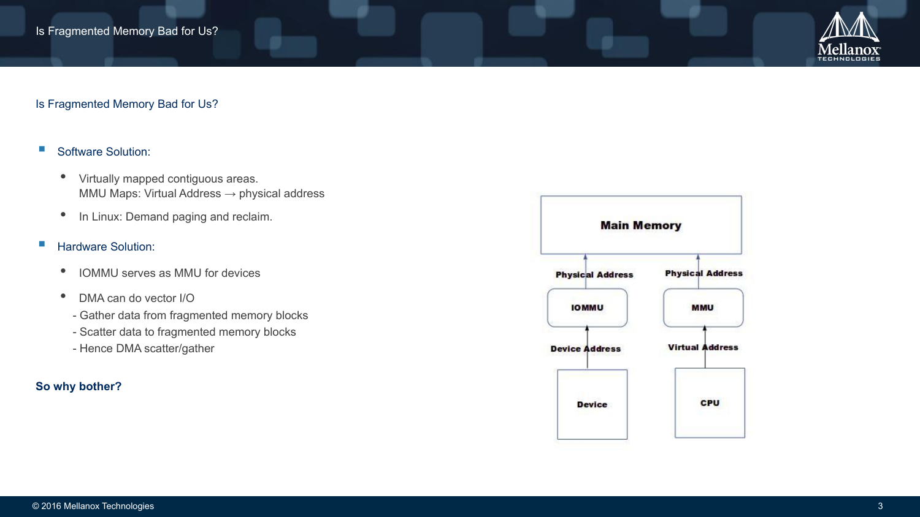# Is Fragmented Memory Bad for Us?

- Software Solution:
  - Virtually mapped contiguous areas.
    MMU Maps: Virtual Address → physical address
  - In Linux: Demand paging and reclaim.
- Hardware Solution:
  - IOMMU serves as MMU for devices
  - DMA can do vector I/O
    - Gather data from fragmented memory blocks
    - Scatter data to fragmented memory blocks
    - Hence DMA scatter/gather

**So why bother?**

Main Memory

Physical Address | Physical Address

IOMMU | MMU

Device Address | Virtual Address

Device | CPU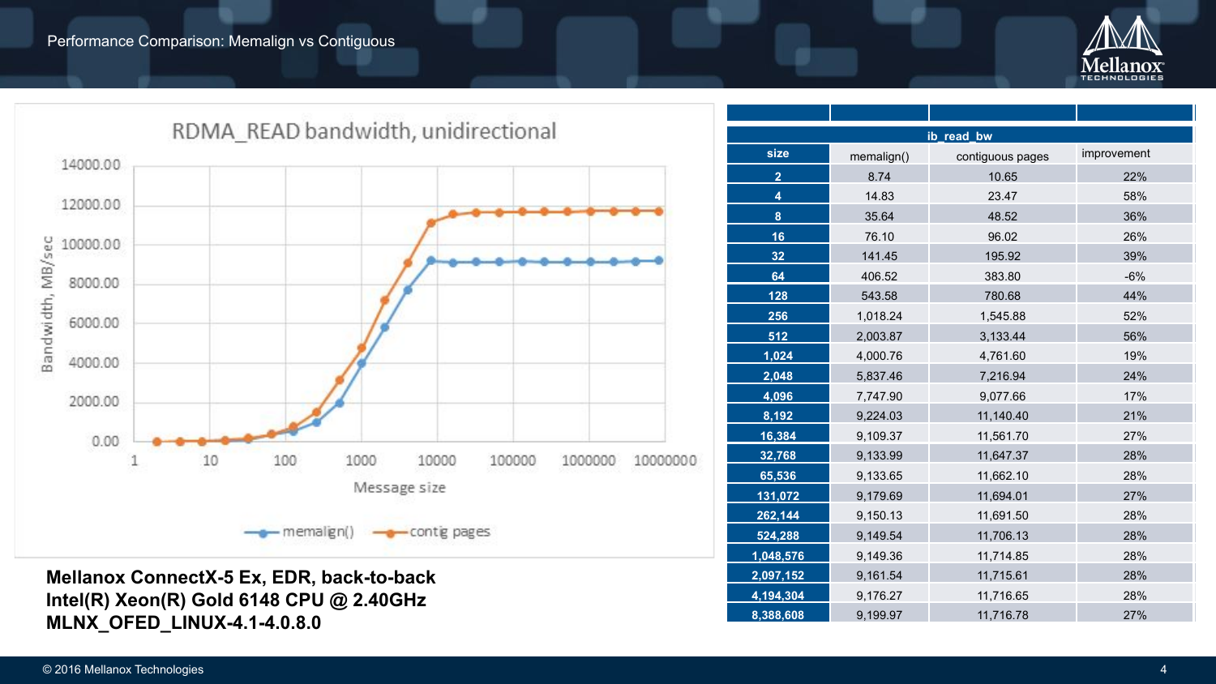# Performance Comparison: Memalign vs Contiguous

**RDMA_READ bandwidth, unidirectional**

| ib_read_bw | | | |
|---|---|---|---|
| size | memalign() | contiguous pages | improvement |
| 2 | 8.74 | 10.65 | 22% |
| 4 | 14.83 | 23.47 | 58% |
| 8 | 35.64 | 48.52 | 36% |
| 16 | 76.10 | 96.02 | 26% |
| 32 | 141.45 | 195.92 | 39% |
| 64 | 406.52 | 383.80 | -6% |
| 128 | 543.58 | 780.68 | 44% |
| 256 | 1,018.24 | 1,545.88 | 52% |
| 512 | 2,003.87 | 3,133.44 | 56% |
| 1,024 | 4,000.76 | 4,761.60 | 19% |
| 2,048 | 5,837.46 | 7,216.94 | 24% |
| 4,096 | 7,747.90 | 9,077.66 | 17% |
| 8,192 | 9,224.03 | 11,140.40 | 21% |
| 16,384 | 9,109.37 | 11,561.70 | 27% |
| 32,768 | 9,133.99 | 11,647.37 | 28% |
| 65,536 | 9,133.65 | 11,662.10 | 28% |
| 131,072 | 9,179.69 | 11,694.01 | 27% |
| 262,144 | 9,150.13 | 11,691.50 | 28% |
| 524,288 | 9,149.54 | 11,706.13 | 28% |
| 1,048,576 | 9,149.36 | 11,714.85 | 28% |
| 2,097,152 | 9,161.54 | 11,715.61 | 28% |
| 4,194,304 | 9,176.27 | 11,716.65 | 28% |
| 8,388,608 | 9,199.97 | 11,716.78 | 27% |

**Mellanox ConnectX-5 Ex, EDR, back-to-back**
**Intel(R) Xeon(R) Gold 6148 CPU @ 2.40GHz**
**MLNX_OFED_LINUX-4.1-4.0.8.0**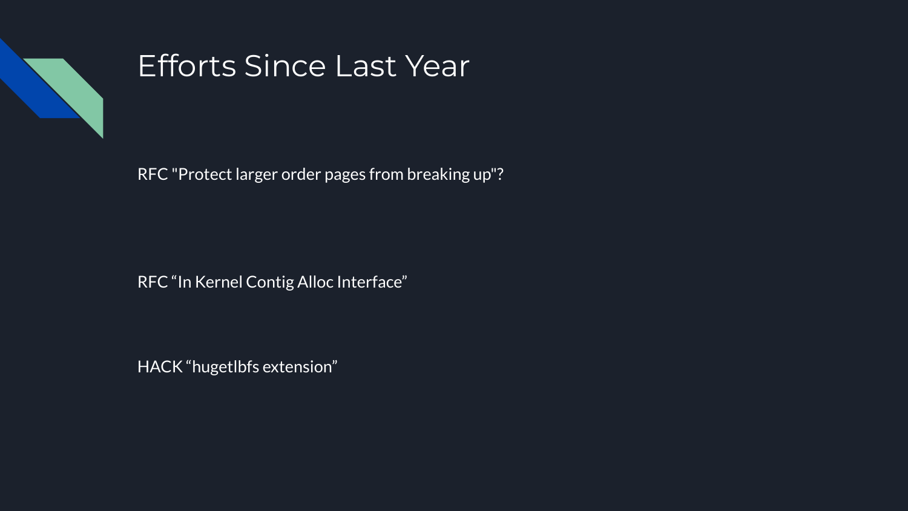# Efforts Since Last Year

RFC "Protect larger order pages from breaking up"?

RFC “In Kernel Contig Alloc Interface”

HACK “hugetlbfs extension”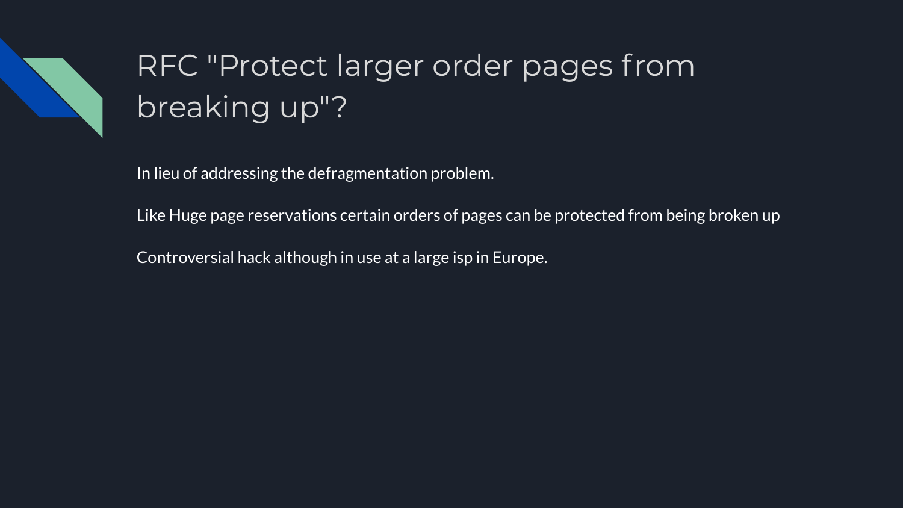# RFC "Protect larger order pages from breaking up"?

In lieu of addressing the defragmentation problem.

Like Huge page reservations certain orders of pages can be protected from being broken up

Controversial hack although in use at a large isp in Europe.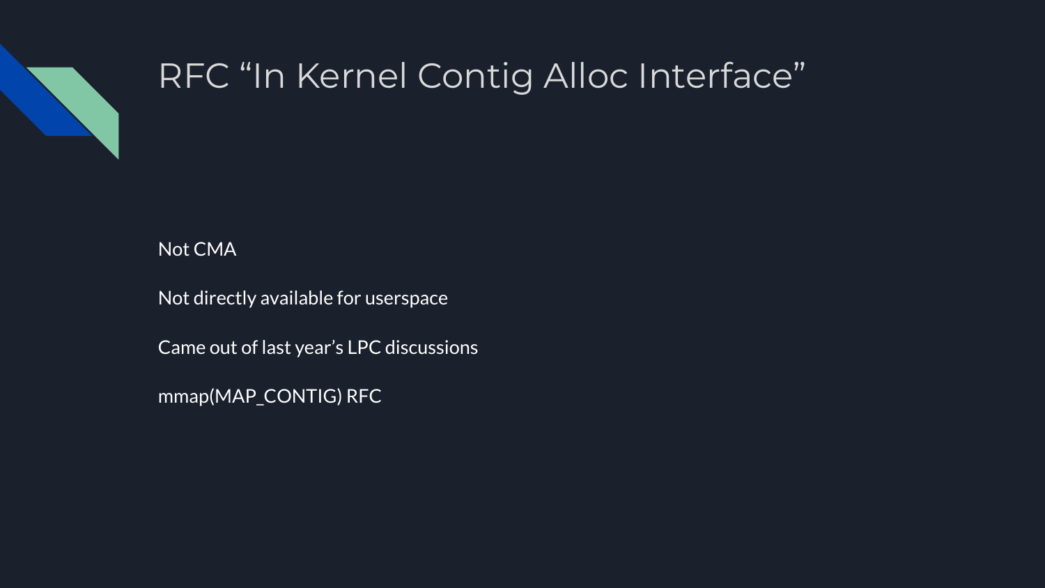# RFC “In Kernel Contig Alloc Interface”

Not CMA

Not directly available for userspace

Came out of last year’s LPC discussions

mmap(MAP_CONTIG) RFC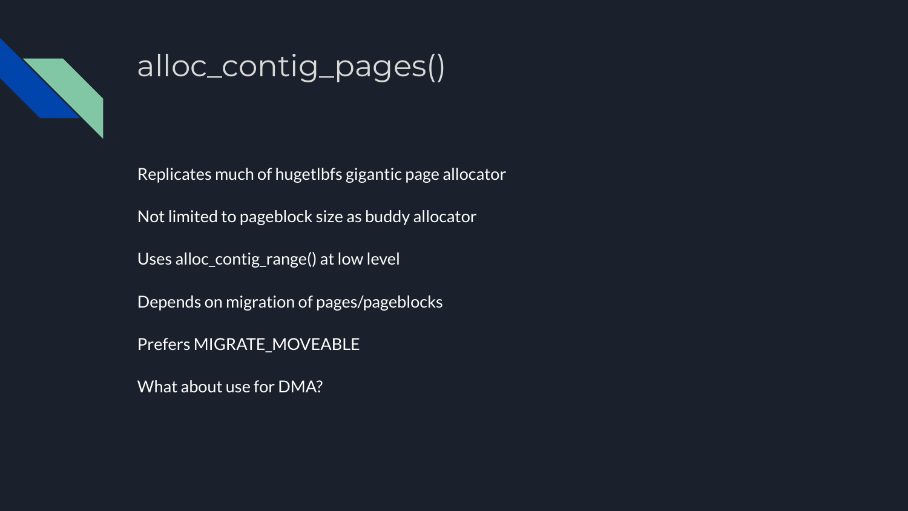# alloc_contig_pages()

Replicates much of hugetlbfs gigantic page allocator

Not limited to pageblock size as buddy allocator

Uses alloc_contig_range() at low level

Depends on migration of pages/pageblocks

Prefers MIGRATE_MOVEABLE

What about use for DMA?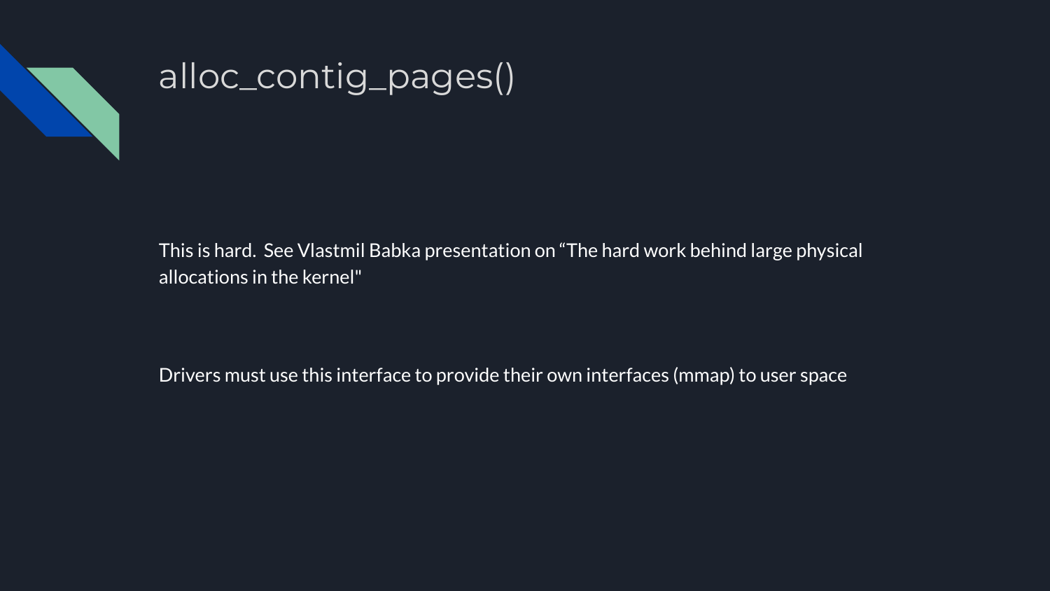# alloc_contig_pages()

This is hard.  See Vlastmil Babka presentation on “The hard work behind large physical allocations in the kernel"

Drivers must use this interface to provide their own interfaces (mmap) to user space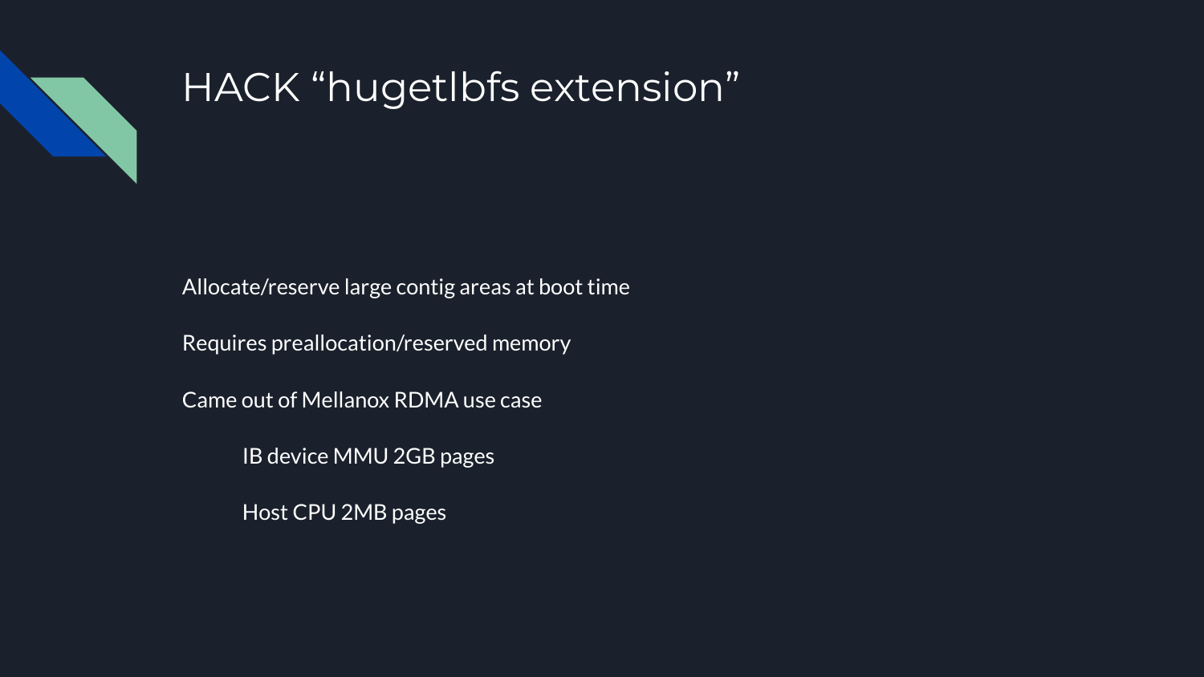# HACK “hugetlbfs extension”

Allocate/reserve large contig areas at boot time

Requires preallocation/reserved memory

Came out of Mellanox RDMA use case

- IB device MMU 2GB pages
- Host CPU 2MB pages